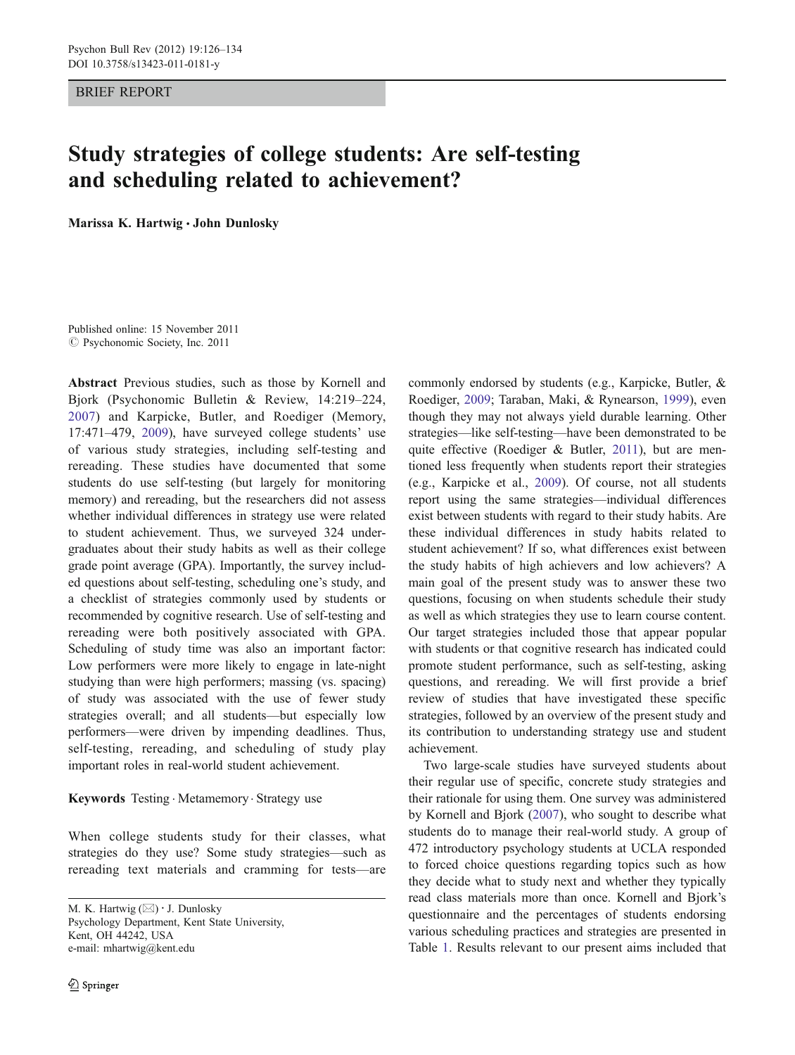BRIEF REPORT

# Study strategies of college students: Are self-testing and scheduling related to achievement?

**Marissa K. Hartwig · John Dunlosky**

Published online: 15 November 2011
© Psychonomic Society, Inc. 2011

**Abstract** Previous studies, such as those by Kornell and Bjork (Psychonomic Bulletin & Review, 14:219–224, 2007) and Karpicke, Butler, and Roediger (Memory, 17:471–479, 2009), have surveyed college students' use of various study strategies, including self-testing and rereading. These studies have documented that some students do use self-testing (but largely for monitoring memory) and rereading, but the researchers did not assess whether individual differences in strategy use were related to student achievement. Thus, we surveyed 324 undergraduates about their study habits as well as their college grade point average (GPA). Importantly, the survey included questions about self-testing, scheduling one's study, and a checklist of strategies commonly used by students or recommended by cognitive research. Use of self-testing and rereading were both positively associated with GPA. Scheduling of study time was also an important factor: Low performers were more likely to engage in late-night studying than were high performers; massing (vs. spacing) of study was associated with the use of fewer study strategies overall; and all students—but especially low performers—were driven by impending deadlines. Thus, self-testing, rereading, and scheduling of study play important roles in real-world student achievement.

**Keywords** Testing · Metamemory · Strategy use

When college students study for their classes, what strategies do they use? Some study strategies—such as rereading text materials and cramming for tests—are commonly endorsed by students (e.g., Karpicke, Butler, & Roediger, 2009; Taraban, Maki, & Rynearson, 1999), even though they may not always yield durable learning. Other strategies—like self-testing—have been demonstrated to be quite effective (Roediger & Butler, 2011), but are mentioned less frequently when students report their strategies (e.g., Karpicke et al., 2009). Of course, not all students report using the same strategies—individual differences exist between students with regard to their study habits. Are these individual differences in study habits related to student achievement? If so, what differences exist between the study habits of high achievers and low achievers? A main goal of the present study was to answer these two questions, focusing on when students schedule their study as well as which strategies they use to learn course content. Our target strategies included those that appear popular with students or that cognitive research has indicated could promote student performance, such as self-testing, asking questions, and rereading. We will first provide a brief review of studies that have investigated these specific strategies, followed by an overview of the present study and its contribution to understanding strategy use and student achievement.

Two large-scale studies have surveyed students about their regular use of specific, concrete study strategies and their rationale for using them. One survey was administered by Kornell and Bjork (2007), who sought to describe what students do to manage their real-world study. A group of 472 introductory psychology students at UCLA responded to forced choice questions regarding topics such as how they decide what to study next and whether they typically read class materials more than once. Kornell and Bjork's questionnaire and the percentages of students endorsing various scheduling practices and strategies are presented in Table 1. Results relevant to our present aims included that

M. K. Hartwig (✉) · J. Dunlosky
Psychology Department, Kent State University,
Kent, OH 44242, USA
e-mail: mhartwig@kent.edu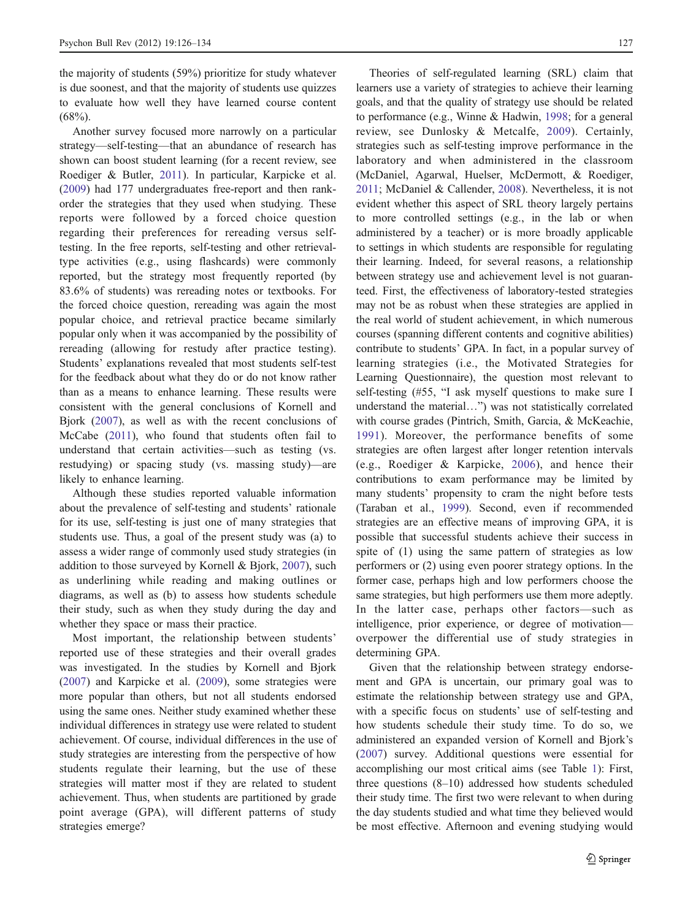the majority of students (59%) prioritize for study whatever is due soonest, and that the majority of students use quizzes to evaluate how well they have learned course content (68%).

Another survey focused more narrowly on a particular strategy—self-testing—that an abundance of research has shown can boost student learning (for a recent review, see Roediger & Butler, 2011). In particular, Karpicke et al. (2009) had 177 undergraduates free-report and then rank-order the strategies that they used when studying. These reports were followed by a forced choice question regarding their preferences for rereading versus self-testing. In the free reports, self-testing and other retrieval-type activities (e.g., using flashcards) were commonly reported, but the strategy most frequently reported (by 83.6% of students) was rereading notes or textbooks. For the forced choice question, rereading was again the most popular choice, and retrieval practice became similarly popular only when it was accompanied by the possibility of rereading (allowing for restudy after practice testing). Students' explanations revealed that most students self-test for the feedback about what they do or do not know rather than as a means to enhance learning. These results were consistent with the general conclusions of Kornell and Bjork (2007), as well as with the recent conclusions of McCabe (2011), who found that students often fail to understand that certain activities—such as testing (vs. restudying) or spacing study (vs. massing study)—are likely to enhance learning.

Although these studies reported valuable information about the prevalence of self-testing and students' rationale for its use, self-testing is just one of many strategies that students use. Thus, a goal of the present study was (a) to assess a wider range of commonly used study strategies (in addition to those surveyed by Kornell & Bjork, 2007), such as underlining while reading and making outlines or diagrams, as well as (b) to assess how students schedule their study, such as when they study during the day and whether they space or mass their practice.

Most important, the relationship between students' reported use of these strategies and their overall grades was investigated. In the studies by Kornell and Bjork (2007) and Karpicke et al. (2009), some strategies were more popular than others, but not all students endorsed using the same ones. Neither study examined whether these individual differences in strategy use were related to student achievement. Of course, individual differences in the use of study strategies are interesting from the perspective of how students regulate their learning, but the use of these strategies will matter most if they are related to student achievement. Thus, when students are partitioned by grade point average (GPA), will different patterns of study strategies emerge?

Theories of self-regulated learning (SRL) claim that learners use a variety of strategies to achieve their learning goals, and that the quality of strategy use should be related to performance (e.g., Winne & Hadwin, 1998; for a general review, see Dunlosky & Metcalfe, 2009). Certainly, strategies such as self-testing improve performance in the laboratory and when administered in the classroom (McDaniel, Agarwal, Huelser, McDermott, & Roediger, 2011; McDaniel & Callender, 2008). Nevertheless, it is not evident whether this aspect of SRL theory largely pertains to more controlled settings (e.g., in the lab or when administered by a teacher) or is more broadly applicable to settings in which students are responsible for regulating their learning. Indeed, for several reasons, a relationship between strategy use and achievement level is not guaranteed. First, the effectiveness of laboratory-tested strategies may not be as robust when these strategies are applied in the real world of student achievement, in which numerous courses (spanning different contents and cognitive abilities) contribute to students' GPA. In fact, in a popular survey of learning strategies (i.e., the Motivated Strategies for Learning Questionnaire), the question most relevant to self-testing (#55, "I ask myself questions to make sure I understand the material…") was not statistically correlated with course grades (Pintrich, Smith, Garcia, & McKeachie, 1991). Moreover, the performance benefits of some strategies are often largest after longer retention intervals (e.g., Roediger & Karpicke, 2006), and hence their contributions to exam performance may be limited by many students' propensity to cram the night before tests (Taraban et al., 1999). Second, even if recommended strategies are an effective means of improving GPA, it is possible that successful students achieve their success in spite of (1) using the same pattern of strategies as low performers or (2) using even poorer strategy options. In the former case, perhaps high and low performers choose the same strategies, but high performers use them more adeptly. In the latter case, perhaps other factors—such as intelligence, prior experience, or degree of motivation—overpower the differential use of study strategies in determining GPA.

Given that the relationship between strategy endorsement and GPA is uncertain, our primary goal was to estimate the relationship between strategy use and GPA, with a specific focus on students' use of self-testing and how students schedule their study time. To do so, we administered an expanded version of Kornell and Bjork's (2007) survey. Additional questions were essential for accomplishing our most critical aims (see Table 1): First, three questions (8–10) addressed how students scheduled their study time. The first two were relevant to when during the day students studied and what time they believed would be most effective. Afternoon and evening studying would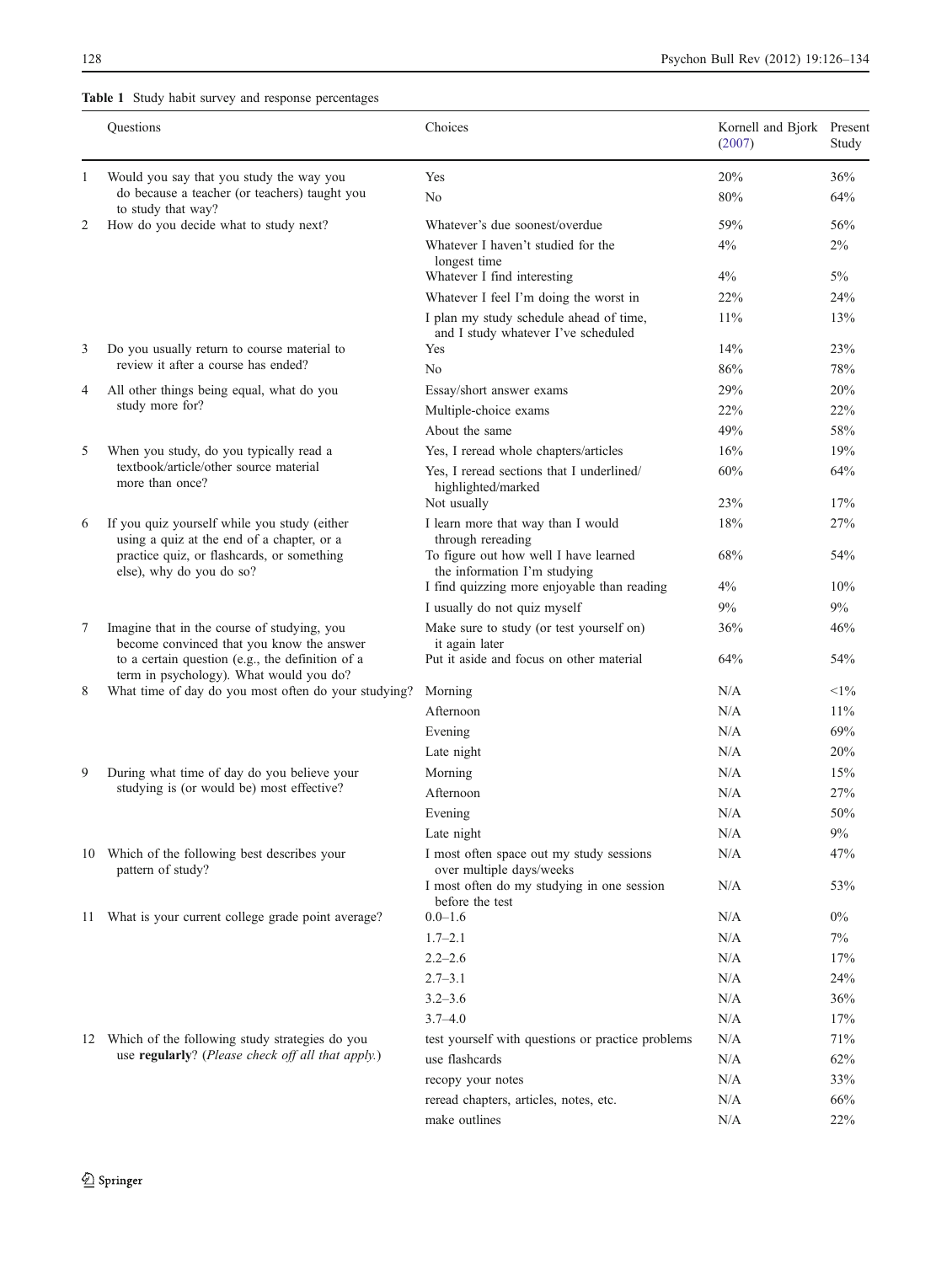**Table 1** Study habit survey and response percentages

| | Questions | Choices | Kornell and Bjork (2007) | Present Study |
|---|---|---|---|---|
| 1 | Would you say that you study the way you do because a teacher (or teachers) taught you to study that way? | Yes | 20% | 36% |
| | | No | 80% | 64% |
| 2 | How do you decide what to study next? | Whatever's due soonest/overdue | 59% | 56% |
| | | Whatever I haven't studied for the longest time | 4% | 2% |
| | | Whatever I find interesting | 4% | 5% |
| | | Whatever I feel I'm doing the worst in | 22% | 24% |
| | | I plan my study schedule ahead of time, and I study whatever I've scheduled | 11% | 13% |
| 3 | Do you usually return to course material to review it after a course has ended? | Yes | 14% | 23% |
| | | No | 86% | 78% |
| 4 | All other things being equal, what do you study more for? | Essay/short answer exams | 29% | 20% |
| | | Multiple-choice exams | 22% | 22% |
| | | About the same | 49% | 58% |
| 5 | When you study, do you typically read a textbook/article/other source material more than once? | Yes, I reread whole chapters/articles | 16% | 19% |
| | | Yes, I reread sections that I underlined/highlighted/marked | 60% | 64% |
| | | Not usually | 23% | 17% |
| 6 | If you quiz yourself while you study (either using a quiz at the end of a chapter, or a practice quiz, or flashcards, or something else), why do you do so? | I learn more that way than I would through rereading | 18% | 27% |
| | | To figure out how well I have learned the information I'm studying | 68% | 54% |
| | | I find quizzing more enjoyable than reading | 4% | 10% |
| | | I usually do not quiz myself | 9% | 9% |
| 7 | Imagine that in the course of studying, you become convinced that you know the answer to a certain question (e.g., the definition of a term in psychology). What would you do? | Make sure to study (or test yourself on) it again later | 36% | 46% |
| | | Put it aside and focus on other material | 64% | 54% |
| 8 | What time of day do you most often do your studying? | Morning | N/A | <1% |
| | | Afternoon | N/A | 11% |
| | | Evening | N/A | 69% |
| | | Late night | N/A | 20% |
| 9 | During what time of day do you believe your studying is (or would be) most effective? | Morning | N/A | 15% |
| | | Afternoon | N/A | 27% |
| | | Evening | N/A | 50% |
| | | Late night | N/A | 9% |
| 10 | Which of the following best describes your pattern of study? | I most often space out my study sessions over multiple days/weeks | N/A | 47% |
| | | I most often do my studying in one session before the test | N/A | 53% |
| 11 | What is your current college grade point average? | 0.0–1.6 | N/A | 0% |
| | | 1.7–2.1 | N/A | 7% |
| | | 2.2–2.6 | N/A | 17% |
| | | 2.7–3.1 | N/A | 24% |
| | | 3.2–3.6 | N/A | 36% |
| | | 3.7–4.0 | N/A | 17% |
| 12 | Which of the following study strategies do you use **regularly**? (*Please check off all that apply.*) | test yourself with questions or practice problems | N/A | 71% |
| | | use flashcards | N/A | 62% |
| | | recopy your notes | N/A | 33% |
| | | reread chapters, articles, notes, etc. | N/A | 66% |
| | | make outlines | N/A | 22% |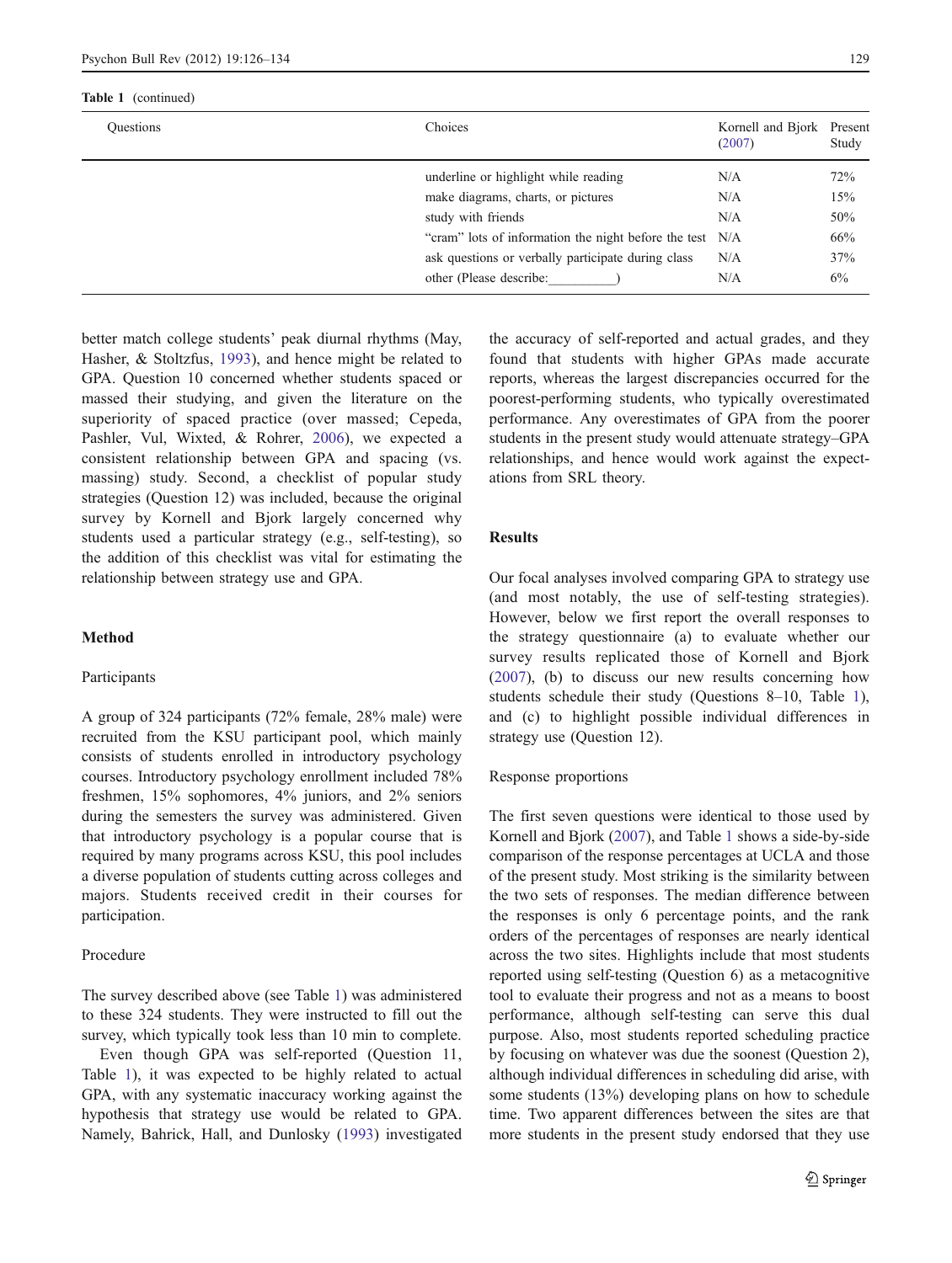**Table 1** (continued)

| Questions | Choices | Kornell and Bjork (2007) | Present Study |
|---|---|---|---|
| | underline or highlight while reading | N/A | 72% |
| | make diagrams, charts, or pictures | N/A | 15% |
| | study with friends | N/A | 50% |
| | "cram" lots of information the night before the test | N/A | 66% |
| | ask questions or verbally participate during class | N/A | 37% |
| | other (Please describe:__________) | N/A | 6% |

better match college students' peak diurnal rhythms (May, Hasher, & Stoltzfus, 1993), and hence might be related to GPA. Question 10 concerned whether students spaced or massed their studying, and given the literature on the superiority of spaced practice (over massed; Cepeda, Pashler, Vul, Wixted, & Rohrer, 2006), we expected a consistent relationship between GPA and spacing (vs. massing) study. Second, a checklist of popular study strategies (Question 12) was included, because the original survey by Kornell and Bjork largely concerned why students used a particular strategy (e.g., self-testing), so the addition of this checklist was vital for estimating the relationship between strategy use and GPA.

## Method

### Participants

A group of 324 participants (72% female, 28% male) were recruited from the KSU participant pool, which mainly consists of students enrolled in introductory psychology courses. Introductory psychology enrollment included 78% freshmen, 15% sophomores, 4% juniors, and 2% seniors during the semesters the survey was administered. Given that introductory psychology is a popular course that is required by many programs across KSU, this pool includes a diverse population of students cutting across colleges and majors. Students received credit in their courses for participation.

### Procedure

The survey described above (see Table 1) was administered to these 324 students. They were instructed to fill out the survey, which typically took less than 10 min to complete.

Even though GPA was self-reported (Question 11, Table 1), it was expected to be highly related to actual GPA, with any systematic inaccuracy working against the hypothesis that strategy use would be related to GPA. Namely, Bahrick, Hall, and Dunlosky (1993) investigated the accuracy of self-reported and actual grades, and they found that students with higher GPAs made accurate reports, whereas the largest discrepancies occurred for the poorest-performing students, who typically overestimated performance. Any overestimates of GPA from the poorer students in the present study would attenuate strategy–GPA relationships, and hence would work against the expectations from SRL theory.

## Results

Our focal analyses involved comparing GPA to strategy use (and most notably, the use of self-testing strategies). However, below we first report the overall responses to the strategy questionnaire (a) to evaluate whether our survey results replicated those of Kornell and Bjork (2007), (b) to discuss our new results concerning how students schedule their study (Questions 8–10, Table 1), and (c) to highlight possible individual differences in strategy use (Question 12).

### Response proportions

The first seven questions were identical to those used by Kornell and Bjork (2007), and Table 1 shows a side-by-side comparison of the response percentages at UCLA and those of the present study. Most striking is the similarity between the two sets of responses. The median difference between the responses is only 6 percentage points, and the rank orders of the percentages of responses are nearly identical across the two sites. Highlights include that most students reported using self-testing (Question 6) as a metacognitive tool to evaluate their progress and not as a means to boost performance, although self-testing can serve this dual purpose. Also, most students reported scheduling practice by focusing on whatever was due the soonest (Question 2), although individual differences in scheduling did arise, with some students (13%) developing plans on how to schedule time. Two apparent differences between the sites are that more students in the present study endorsed that they use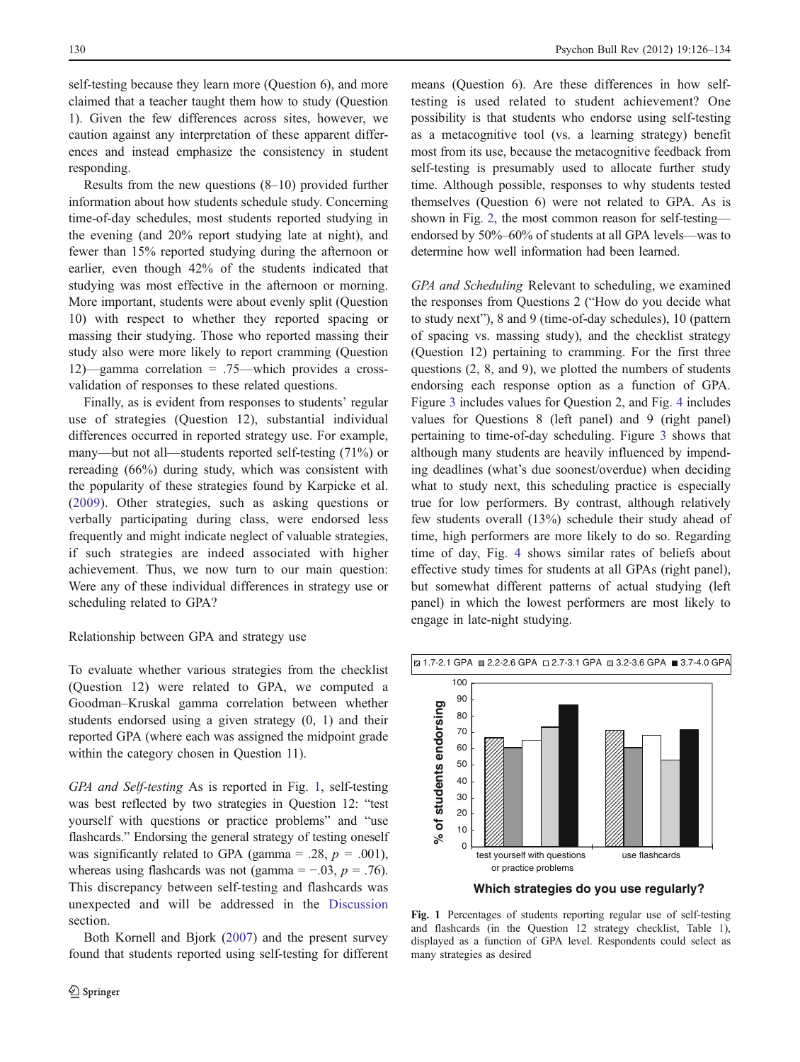self-testing because they learn more (Question 6), and more claimed that a teacher taught them how to study (Question 1). Given the few differences across sites, however, we caution against any interpretation of these apparent differences and instead emphasize the consistency in student responding.

Results from the new questions (8–10) provided further information about how students schedule study. Concerning time-of-day schedules, most students reported studying in the evening (and 20% report studying late at night), and fewer than 15% reported studying during the afternoon or earlier, even though 42% of the students indicated that studying was most effective in the afternoon or morning. More important, students were about evenly split (Question 10) with respect to whether they reported spacing or massing their studying. Those who reported massing their study also were more likely to report cramming (Question 12)—gamma correlation = .75—which provides a cross-validation of responses to these related questions.

Finally, as is evident from responses to students' regular use of strategies (Question 12), substantial individual differences occurred in reported strategy use. For example, many—but not all—students reported self-testing (71%) or rereading (66%) during study, which was consistent with the popularity of these strategies found by Karpicke et al. (2009). Other strategies, such as asking questions or verbally participating during class, were endorsed less frequently and might indicate neglect of valuable strategies, if such strategies are indeed associated with higher achievement. Thus, we now turn to our main question: Were any of these individual differences in strategy use or scheduling related to GPA?

## Relationship between GPA and strategy use

To evaluate whether various strategies from the checklist (Question 12) were related to GPA, we computed a Goodman–Kruskal gamma correlation between whether students endorsed using a given strategy (0, 1) and their reported GPA (where each was assigned the midpoint grade within the category chosen in Question 11).

*GPA and Self-testing* As is reported in Fig. 1, self-testing was best reflected by two strategies in Question 12: "test yourself with questions or practice problems" and "use flashcards." Endorsing the general strategy of testing oneself was significantly related to GPA (gamma = .28, $p$ = .001), whereas using flashcards was not (gamma = −.03, $p$ = .76). This discrepancy between self-testing and flashcards was unexpected and will be addressed in the Discussion section.

Both Kornell and Bjork (2007) and the present survey found that students reported using self-testing for different means (Question 6). Are these differences in how self-testing is used related to student achievement? One possibility is that students who endorse using self-testing as a metacognitive tool (vs. a learning strategy) benefit most from its use, because the metacognitive feedback from self-testing is presumably used to allocate further study time. Although possible, responses to why students tested themselves (Question 6) were not related to GPA. As is shown in Fig. 2, the most common reason for self-testing—endorsed by 50%–60% of students at all GPA levels—was to determine how well information had been learned.

*GPA and Scheduling* Relevant to scheduling, we examined the responses from Questions 2 ("How do you decide what to study next"), 8 and 9 (time-of-day schedules), 10 (pattern of spacing vs. massing study), and the checklist strategy (Question 12) pertaining to cramming. For the first three questions (2, 8, and 9), we plotted the numbers of students endorsing each response option as a function of GPA. Figure 3 includes values for Question 2, and Fig. 4 includes values for Questions 8 (left panel) and 9 (right panel) pertaining to time-of-day scheduling. Figure 3 shows that although many students are heavily influenced by impending deadlines (what's due soonest/overdue) when deciding what to study next, this scheduling practice is especially true for low performers. By contrast, although relatively few students overall (13%) schedule their study ahead of time, high performers are more likely to do so. Regarding time of day, Fig. 4 shows similar rates of beliefs about effective study times for students at all GPAs (right panel), but somewhat different patterns of actual studying (left panel) in which the lowest performers are most likely to engage in late-night studying.

1.7-2.1 GPA
2.2-2.6 GPA
2.7-3.1 GPA
3.2-3.6 GPA
3.7-4.0 GPA

% of students endorsing

0
10
20
30
40
50
60
70
80
90
100

test yourself with questions or practice problems

use flashcards

Which strategies do you use regularly?

**Fig. 1** Percentages of students reporting regular use of self-testing and flashcards (in the Question 12 strategy checklist, Table 1), displayed as a function of GPA level. Respondents could select as many strategies as desired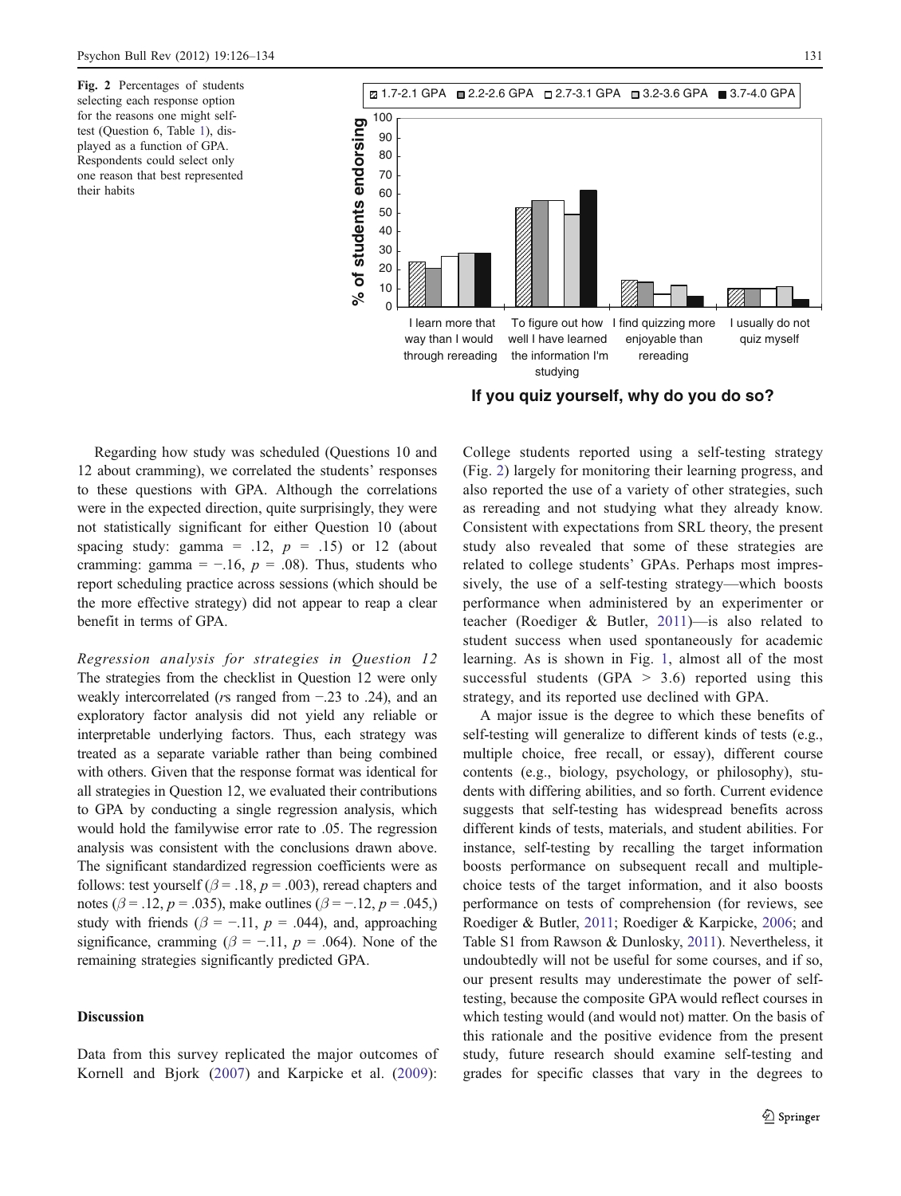**Fig. 2** Percentages of students selecting each response option for the reasons one might self-test (Question 6, Table 1), displayed as a function of GPA. Respondents could select only one reason that best represented their habits

1.7-2.1 GPA
2.2-2.6 GPA
2.7-3.1 GPA
3.2-3.6 GPA
3.7-4.0 GPA

% of students endorsing

100
90
80
70
60
50
40
30
20
10
0

I learn more that way than I would through rereading

To figure out how well I have learned the information I'm studying

I find quizzing more enjoyable than rereading

I usually do not quiz myself

**If you quiz yourself, why do you do so?**

Regarding how study was scheduled (Questions 10 and 12 about cramming), we correlated the students' responses to these questions with GPA. Although the correlations were in the expected direction, quite surprisingly, they were not statistically significant for either Question 10 (about spacing study: gamma = .12, $p$ = .15) or 12 (about cramming: gamma = −.16, $p$ = .08). Thus, students who report scheduling practice across sessions (which should be the more effective strategy) did not appear to reap a clear benefit in terms of GPA.

*Regression analysis for strategies in Question 12* The strategies from the checklist in Question 12 were only weakly intercorrelated ($r$s ranged from −.23 to .24), and an exploratory factor analysis did not yield any reliable or interpretable underlying factors. Thus, each strategy was treated as a separate variable rather than being combined with others. Given that the response format was identical for all strategies in Question 12, we evaluated their contributions to GPA by conducting a single regression analysis, which would hold the familywise error rate to .05. The regression analysis was consistent with the conclusions drawn above. The significant standardized regression coefficients were as follows: test yourself ($\beta$ = .18, $p$ = .003), reread chapters and notes ($\beta$ = .12, $p$ = .035), make outlines ($\beta$ = −.12, $p$ = .045,) study with friends ($\beta$ = −.11, $p$ = .044), and, approaching significance, cramming ($\beta$ = −.11, $p$ = .064). None of the remaining strategies significantly predicted GPA.

## Discussion

Data from this survey replicated the major outcomes of Kornell and Bjork (2007) and Karpicke et al. (2009): College students reported using a self-testing strategy (Fig. 2) largely for monitoring their learning progress, and also reported the use of a variety of other strategies, such as rereading and not studying what they already know. Consistent with expectations from SRL theory, the present study also revealed that some of these strategies are related to college students' GPAs. Perhaps most impressively, the use of a self-testing strategy—which boosts performance when administered by an experimenter or teacher (Roediger & Butler, 2011)—is also related to student success when used spontaneously for academic learning. As is shown in Fig. 1, almost all of the most successful students (GPA > 3.6) reported using this strategy, and its reported use declined with GPA.

A major issue is the degree to which these benefits of self-testing will generalize to different kinds of tests (e.g., multiple choice, free recall, or essay), different course contents (e.g., biology, psychology, or philosophy), students with differing abilities, and so forth. Current evidence suggests that self-testing has widespread benefits across different kinds of tests, materials, and student abilities. For instance, self-testing by recalling the target information boosts performance on subsequent recall and multiple-choice tests of the target information, and it also boosts performance on tests of comprehension (for reviews, see Roediger & Butler, 2011; Roediger & Karpicke, 2006; and Table S1 from Rawson & Dunlosky, 2011). Nevertheless, it undoubtedly will not be useful for some courses, and if so, our present results may underestimate the power of self-testing, because the composite GPA would reflect courses in which testing would (and would not) matter. On the basis of this rationale and the positive evidence from the present study, future research should examine self-testing and grades for specific classes that vary in the degrees to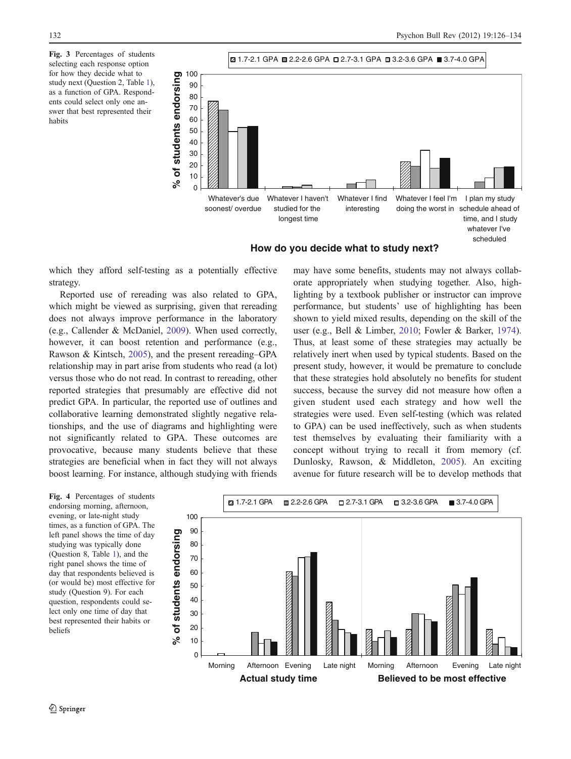Fig. 3 Percentages of students selecting each response option for how they decide what to study next (Question 2, Table 1), as a function of GPA. Respondents could select only one answer that best represented their habits

1.7-2.1 GPA
2.2-2.6 GPA
2.7-3.1 GPA
3.2-3.6 GPA
3.7-4.0 GPA

% of students endorsing

100
90
80
70
60
50
40
30
20
10
0

Whatever's due soonest/ overdue
Whatever I haven't studied for the longest time
Whatever I find interesting
Whatever I feel I'm doing the worst in
I plan my study schedule ahead of time, and I study whatever I've scheduled

How do you decide what to study next?

which they afford self-testing as a potentially effective strategy.

Reported use of rereading was also related to GPA, which might be viewed as surprising, given that rereading does not always improve performance in the laboratory (e.g., Callender & McDaniel, 2009). When used correctly, however, it can boost retention and performance (e.g., Rawson & Kintsch, 2005), and the present rereading–GPA relationship may in part arise from students who read (a lot) versus those who do not read. In contrast to rereading, other reported strategies that presumably are effective did not predict GPA. In particular, the reported use of outlines and collaborative learning demonstrated slightly negative relationships, and the use of diagrams and highlighting were not significantly related to GPA. These outcomes are provocative, because many students believe that these strategies are beneficial when in fact they will not always boost learning. For instance, although studying with friends may have some benefits, students may not always collaborate appropriately when studying together. Also, highlighting by a textbook publisher or instructor can improve performance, but students' use of highlighting has been shown to yield mixed results, depending on the skill of the user (e.g., Bell & Limber, 2010; Fowler & Barker, 1974). Thus, at least some of these strategies may actually be relatively inert when used by typical students. Based on the present study, however, it would be premature to conclude that these strategies hold absolutely no benefits for student success, because the survey did not measure how often a given student used each strategy and how well the strategies were used. Even self-testing (which was related to GPA) can be used ineffectively, such as when students test themselves by evaluating their familiarity with a concept without trying to recall it from memory (cf. Dunlosky, Rawson, & Middleton, 2005). An exciting avenue for future research will be to develop methods that

Fig. 4 Percentages of students endorsing morning, afternoon, evening, or late-night study times, as a function of GPA. The left panel shows the time of day studying was typically done (Question 8, Table 1), and the right panel shows the time of day that respondents believed is (or would be) most effective for study (Question 9). For each question, respondents could select only one time of day that best represented their habits or beliefs

1.7-2.1 GPA
2.2-2.6 GPA
2.7-3.1 GPA
3.2-3.6 GPA
3.7-4.0 GPA

% of students endorsing

100
90
80
70
60
50
40
30
20
10
0

Morning
Afternoon
Evening
Late night
Morning
Afternoon
Evening
Late night

Actual study time
Believed to be most effective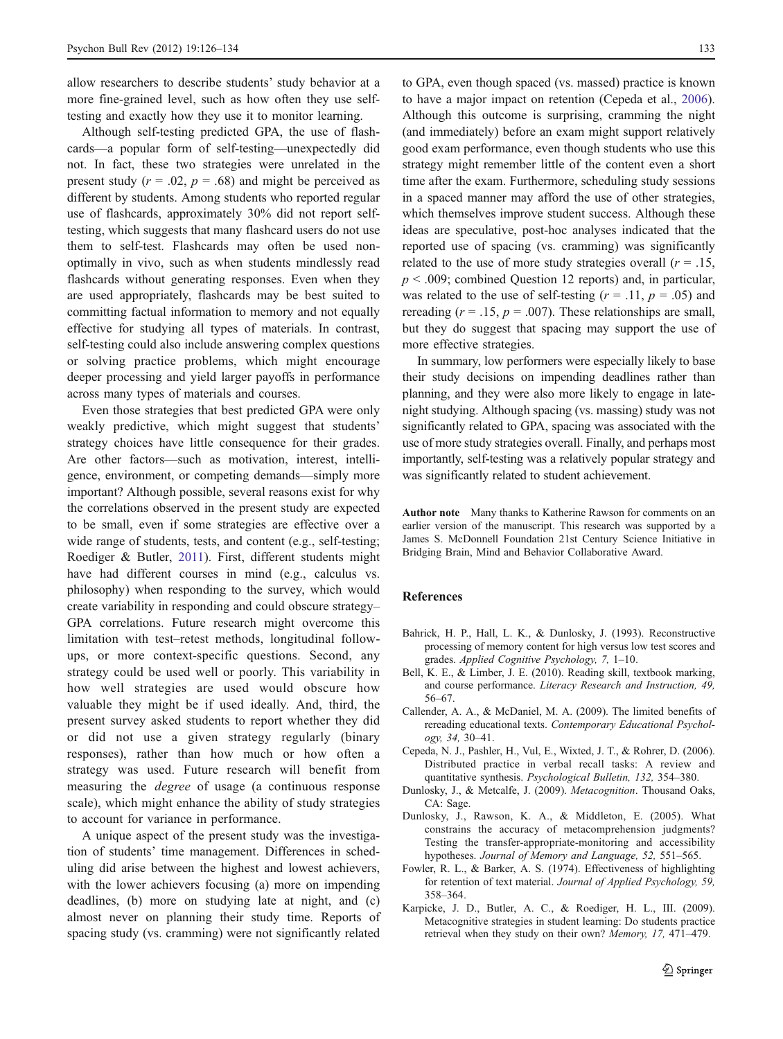allow researchers to describe students' study behavior at a more fine-grained level, such as how often they use self-testing and exactly how they use it to monitor learning.

Although self-testing predicted GPA, the use of flashcards—a popular form of self-testing—unexpectedly did not. In fact, these two strategies were unrelated in the present study ($r = .02$, $p = .68$) and might be perceived as different by students. Among students who reported regular use of flashcards, approximately 30% did not report self-testing, which suggests that many flashcard users do not use them to self-test. Flashcards may often be used non-optimally in vivo, such as when students mindlessly read flashcards without generating responses. Even when they are used appropriately, flashcards may be best suited to committing factual information to memory and not equally effective for studying all types of materials. In contrast, self-testing could also include answering complex questions or solving practice problems, which might encourage deeper processing and yield larger payoffs in performance across many types of materials and courses.

Even those strategies that best predicted GPA were only weakly predictive, which might suggest that students' strategy choices have little consequence for their grades. Are other factors—such as motivation, interest, intelligence, environment, or competing demands—simply more important? Although possible, several reasons exist for why the correlations observed in the present study are expected to be small, even if some strategies are effective over a wide range of students, tests, and content (e.g., self-testing; Roediger & Butler, 2011). First, different students might have had different courses in mind (e.g., calculus vs. philosophy) when responding to the survey, which would create variability in responding and could obscure strategy–GPA correlations. Future research might overcome this limitation with test–retest methods, longitudinal follow-ups, or more context-specific questions. Second, any strategy could be used well or poorly. This variability in how well strategies are used would obscure how valuable they might be if used ideally. And, third, the present survey asked students to report whether they did or did not use a given strategy regularly (binary responses), rather than how much or how often a strategy was used. Future research will benefit from measuring the *degree* of usage (a continuous response scale), which might enhance the ability of study strategies to account for variance in performance.

A unique aspect of the present study was the investigation of students' time management. Differences in scheduling did arise between the highest and lowest achievers, with the lower achievers focusing (a) more on impending deadlines, (b) more on studying late at night, and (c) almost never on planning their study time. Reports of spacing study (vs. cramming) were not significantly related to GPA, even though spaced (vs. massed) practice is known to have a major impact on retention (Cepeda et al., 2006). Although this outcome is surprising, cramming the night (and immediately) before an exam might support relatively good exam performance, even though students who use this strategy might remember little of the content even a short time after the exam. Furthermore, scheduling study sessions in a spaced manner may afford the use of other strategies, which themselves improve student success. Although these ideas are speculative, post-hoc analyses indicated that the reported use of spacing (vs. cramming) was significantly related to the use of more study strategies overall ($r = .15$, $p < .009$; combined Question 12 reports) and, in particular, was related to the use of self-testing ($r = .11$, $p = .05$) and rereading ($r = .15$, $p = .007$). These relationships are small, but they do suggest that spacing may support the use of more effective strategies.

In summary, low performers were especially likely to base their study decisions on impending deadlines rather than planning, and they were also more likely to engage in late-night studying. Although spacing (vs. massing) study was not significantly related to GPA, spacing was associated with the use of more study strategies overall. Finally, and perhaps most importantly, self-testing was a relatively popular strategy and was significantly related to student achievement.

**Author note** Many thanks to Katherine Rawson for comments on an earlier version of the manuscript. This research was supported by a James S. McDonnell Foundation 21st Century Science Initiative in Bridging Brain, Mind and Behavior Collaborative Award.

## References

Bahrick, H. P., Hall, L. K., & Dunlosky, J. (1993). Reconstructive processing of memory content for high versus low test scores and grades. *Applied Cognitive Psychology, 7,* 1–10.

Bell, K. E., & Limber, J. E. (2010). Reading skill, textbook marking, and course performance. *Literacy Research and Instruction, 49,* 56–67.

Callender, A. A., & McDaniel, M. A. (2009). The limited benefits of rereading educational texts. *Contemporary Educational Psychology, 34,* 30–41.

Cepeda, N. J., Pashler, H., Vul, E., Wixted, J. T., & Rohrer, D. (2006). Distributed practice in verbal recall tasks: A review and quantitative synthesis. *Psychological Bulletin, 132,* 354–380.

Dunlosky, J., & Metcalfe, J. (2009). *Metacognition*. Thousand Oaks, CA: Sage.

Dunlosky, J., Rawson, K. A., & Middleton, E. (2005). What constrains the accuracy of metacomprehension judgments? Testing the transfer-appropriate-monitoring and accessibility hypotheses. *Journal of Memory and Language, 52,* 551–565.

Fowler, R. L., & Barker, A. S. (1974). Effectiveness of highlighting for retention of text material. *Journal of Applied Psychology, 59,* 358–364.

Karpicke, J. D., Butler, A. C., & Roediger, H. L., III. (2009). Metacognitive strategies in student learning: Do students practice retrieval when they study on their own? *Memory, 17,* 471–479.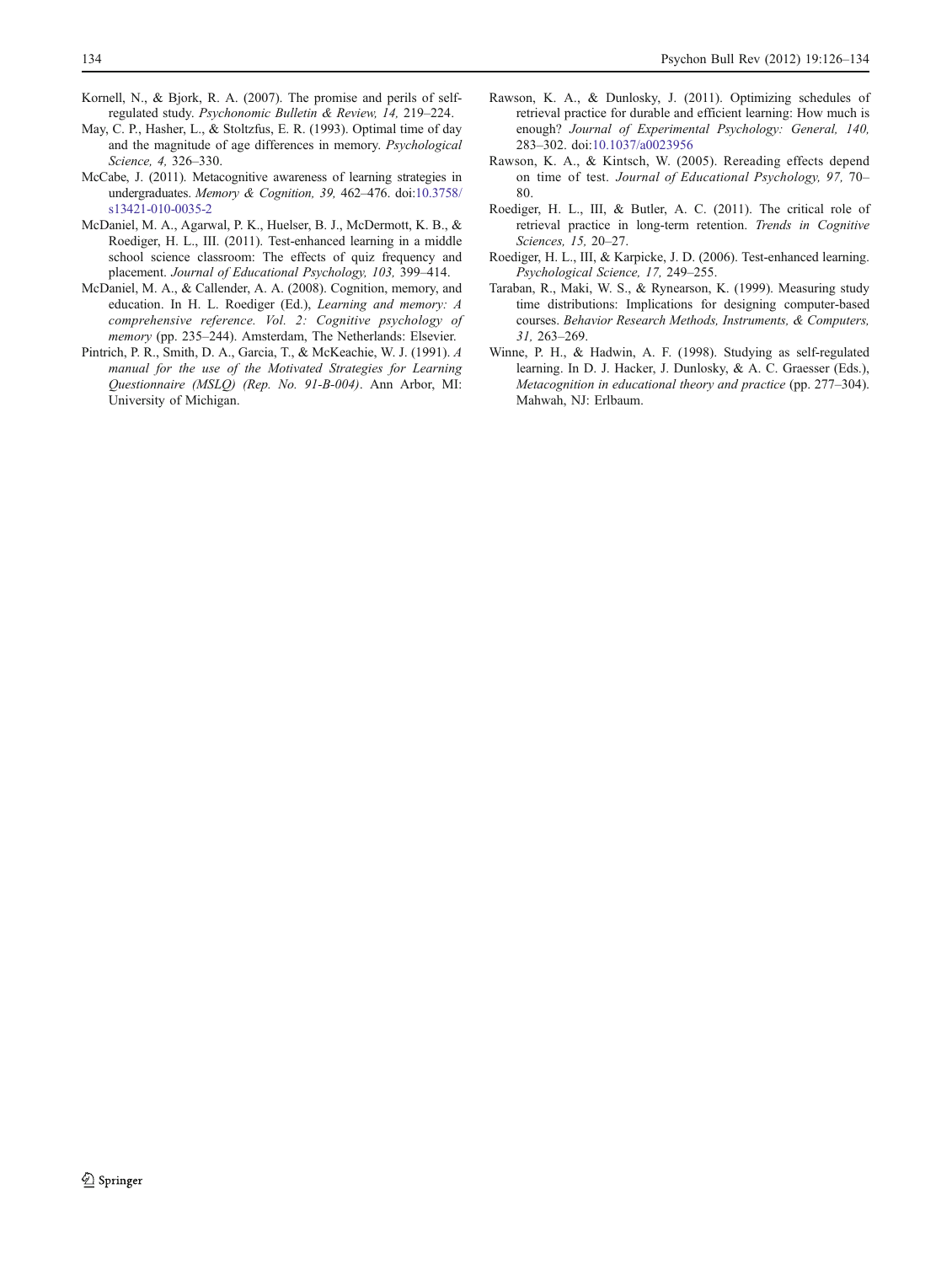Kornell, N., & Bjork, R. A. (2007). The promise and perils of self-regulated study. *Psychonomic Bulletin & Review, 14,* 219–224.

May, C. P., Hasher, L., & Stoltzfus, E. R. (1993). Optimal time of day and the magnitude of age differences in memory. *Psychological Science, 4,* 326–330.

McCabe, J. (2011). Metacognitive awareness of learning strategies in undergraduates. *Memory & Cognition, 39,* 462–476. doi:10.3758/s13421-010-0035-2

McDaniel, M. A., Agarwal, P. K., Huelser, B. J., McDermott, K. B., & Roediger, H. L., III. (2011). Test-enhanced learning in a middle school science classroom: The effects of quiz frequency and placement. *Journal of Educational Psychology, 103,* 399–414.

McDaniel, M. A., & Callender, A. A. (2008). Cognition, memory, and education. In H. L. Roediger (Ed.), *Learning and memory: A comprehensive reference. Vol. 2: Cognitive psychology of memory* (pp. 235–244). Amsterdam, The Netherlands: Elsevier.

Pintrich, P. R., Smith, D. A., Garcia, T., & McKeachie, W. J. (1991). *A manual for the use of the Motivated Strategies for Learning Questionnaire (MSLQ) (Rep. No. 91-B-004)*. Ann Arbor, MI: University of Michigan.

Rawson, K. A., & Dunlosky, J. (2011). Optimizing schedules of retrieval practice for durable and efficient learning: How much is enough? *Journal of Experimental Psychology: General, 140,* 283–302. doi:10.1037/a0023956

Rawson, K. A., & Kintsch, W. (2005). Rereading effects depend on time of test. *Journal of Educational Psychology, 97,* 70–80.

Roediger, H. L., III, & Butler, A. C. (2011). The critical role of retrieval practice in long-term retention. *Trends in Cognitive Sciences, 15,* 20–27.

Roediger, H. L., III, & Karpicke, J. D. (2006). Test-enhanced learning. *Psychological Science, 17,* 249–255.

Taraban, R., Maki, W. S., & Rynearson, K. (1999). Measuring study time distributions: Implications for designing computer-based courses. *Behavior Research Methods, Instruments, & Computers, 31,* 263–269.

Winne, P. H., & Hadwin, A. F. (1998). Studying as self-regulated learning. In D. J. Hacker, J. Dunlosky, & A. C. Graesser (Eds.), *Metacognition in educational theory and practice* (pp. 277–304). Mahwah, NJ: Erlbaum.